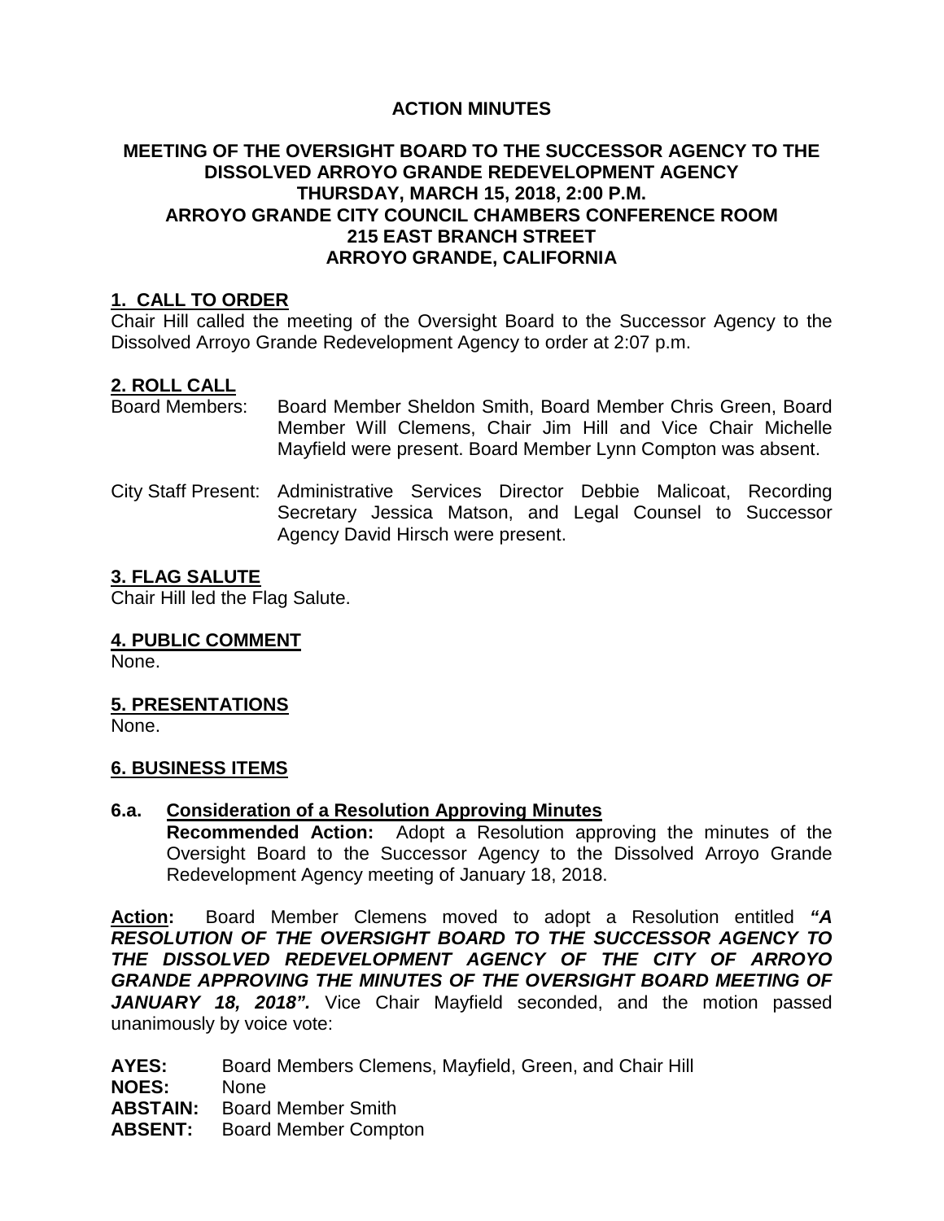# ACTION MINUTES

## MEETING OF THE OVERSIGHT BOARD TO THE SUCCESSOR AGENCY TO THE DISSOLVED ARROYO GRANDE REDEVELOPMENT AGENCY
## THURSDAY, MARCH 15, 2018, 2:00 P.M.
## ARROYO GRANDE CITY COUNCIL CHAMBERS CONFERENCE ROOM
## 215 EAST BRANCH STREET
## ARROYO GRANDE, CALIFORNIA

### 1. CALL TO ORDER

Chair Hill called the meeting of the Oversight Board to the Successor Agency to the Dissolved Arroyo Grande Redevelopment Agency to order at 2:07 p.m.

### 2. ROLL CALL

Board Members: Board Member Sheldon Smith, Board Member Chris Green, Board Member Will Clemens, Chair Jim Hill and Vice Chair Michelle Mayfield were present. Board Member Lynn Compton was absent.

City Staff Present: Administrative Services Director Debbie Malicoat, Recording Secretary Jessica Matson, and Legal Counsel to Successor Agency David Hirsch were present.

### 3. FLAG SALUTE

Chair Hill led the Flag Salute.

### 4. PUBLIC COMMENT

None.

### 5. PRESENTATIONS

None.

### 6. BUSINESS ITEMS

**6.a. Consideration of a Resolution Approving Minutes**

**Recommended Action:** Adopt a Resolution approving the minutes of the Oversight Board to the Successor Agency to the Dissolved Arroyo Grande Redevelopment Agency meeting of January 18, 2018.

**Action:** Board Member Clemens moved to adopt a Resolution entitled ***"A RESOLUTION OF THE OVERSIGHT BOARD TO THE SUCCESSOR AGENCY TO THE DISSOLVED REDEVELOPMENT AGENCY OF THE CITY OF ARROYO GRANDE APPROVING THE MINUTES OF THE OVERSIGHT BOARD MEETING OF JANUARY 18, 2018".*** Vice Chair Mayfield seconded, and the motion passed unanimously by voice vote:

**AYES:** Board Members Clemens, Mayfield, Green, and Chair Hill
**NOES:** None
**ABSTAIN:** Board Member Smith
**ABSENT:** Board Member Compton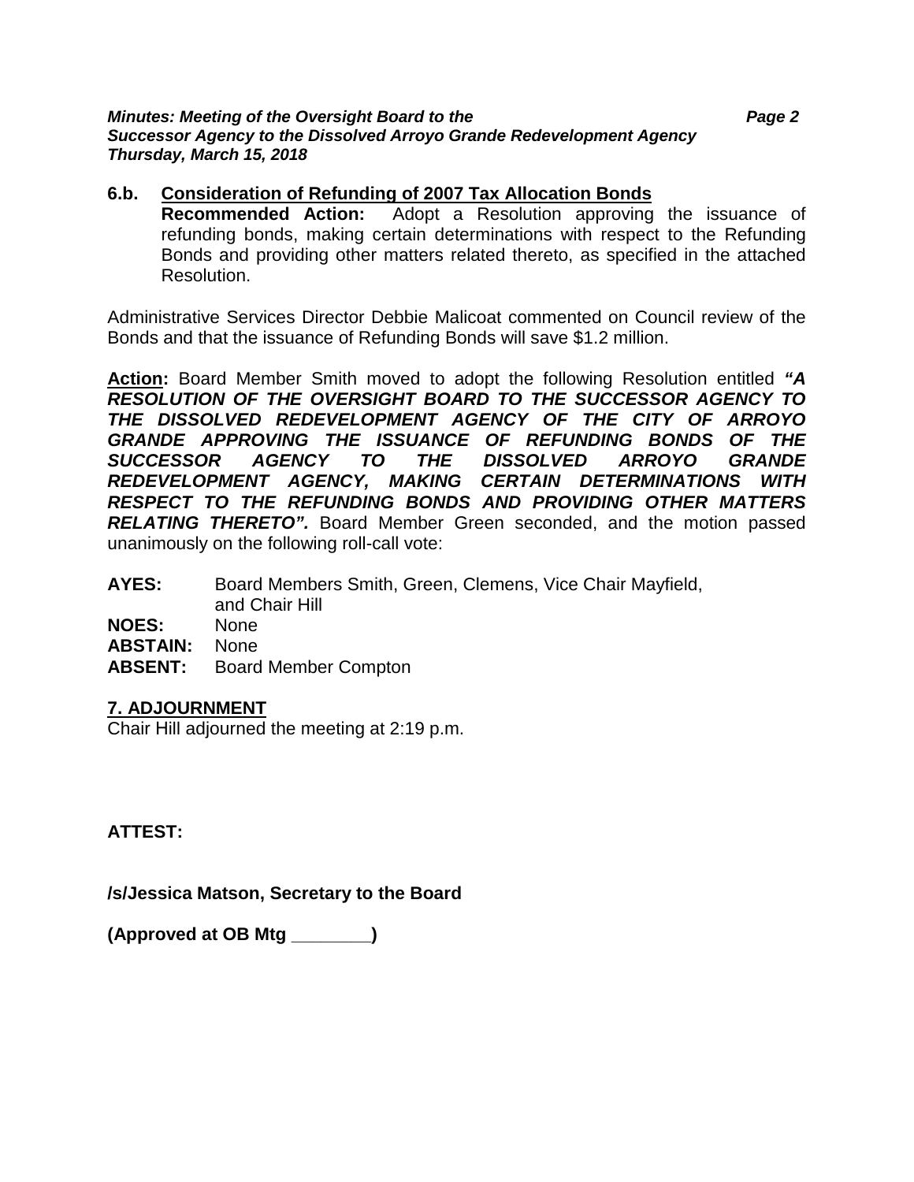**6.b. Consideration of Refunding of 2007 Tax Allocation Bonds**

**Recommended Action:** Adopt a Resolution approving the issuance of refunding bonds, making certain determinations with respect to the Refunding Bonds and providing other matters related thereto, as specified in the attached Resolution.

Administrative Services Director Debbie Malicoat commented on Council review of the Bonds and that the issuance of Refunding Bonds will save $1.2 million.

**Action:** Board Member Smith moved to adopt the following Resolution entitled ***"A RESOLUTION OF THE OVERSIGHT BOARD TO THE SUCCESSOR AGENCY TO THE DISSOLVED REDEVELOPMENT AGENCY OF THE CITY OF ARROYO GRANDE APPROVING THE ISSUANCE OF REFUNDING BONDS OF THE SUCCESSOR AGENCY TO THE DISSOLVED ARROYO GRANDE REDEVELOPMENT AGENCY, MAKING CERTAIN DETERMINATIONS WITH RESPECT TO THE REFUNDING BONDS AND PROVIDING OTHER MATTERS RELATING THERETO".*** Board Member Green seconded, and the motion passed unanimously on the following roll-call vote:

| | |
|---|---|
| **AYES:** | Board Members Smith, Green, Clemens, Vice Chair Mayfield, and Chair Hill |
| **NOES:** | None |
| **ABSTAIN:** | None |
| **ABSENT:** | Board Member Compton |

## 7. ADJOURNMENT

Chair Hill adjourned the meeting at 2:19 p.m.

**ATTEST:**

**/s/Jessica Matson, Secretary to the Board**

**(Approved at OB Mtg \_\_\_\_\_\_\_\_)**